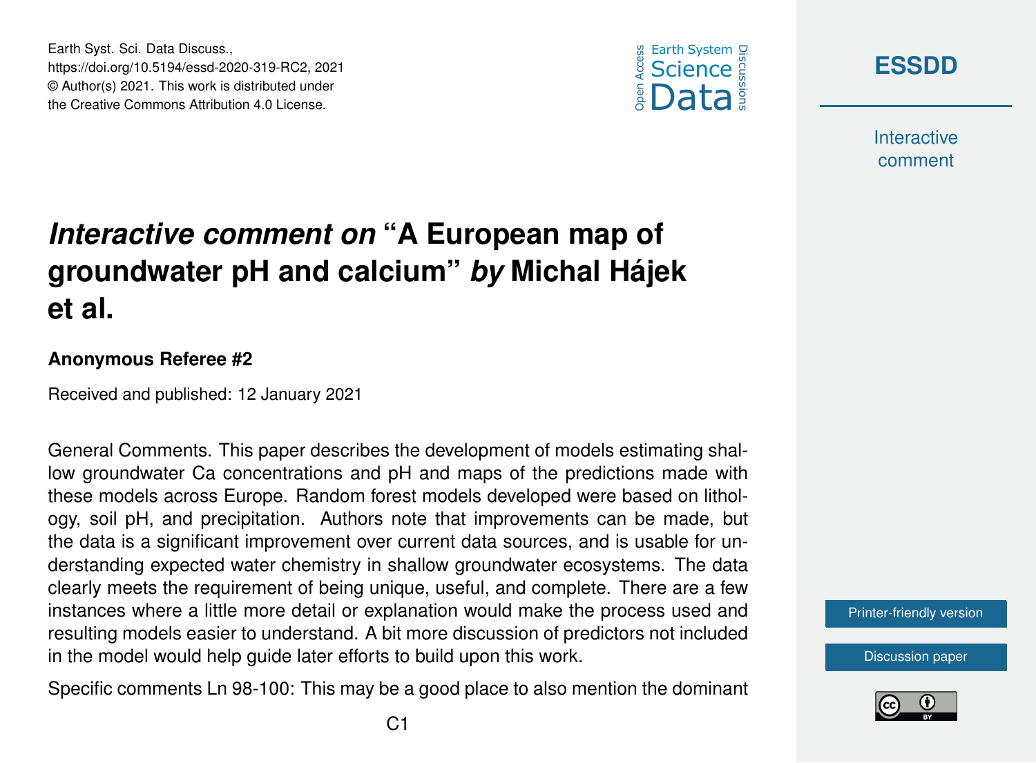# *Interactive comment on* "A European map of groundwater pH and calcium" *by* Michal Hájek et al.

**Anonymous Referee #2**

Received and published: 12 January 2021

General Comments. This paper describes the development of models estimating shallow groundwater Ca concentrations and pH and maps of the predictions made with these models across Europe. Random forest models developed were based on lithology, soil pH, and precipitation. Authors note that improvements can be made, but the data is a significant improvement over current data sources, and is usable for understanding expected water chemistry in shallow groundwater ecosystems. The data clearly meets the requirement of being unique, useful, and complete. There are a few instances where a little more detail or explanation would make the process used and resulting models easier to understand. A bit more discussion of predictors not included in the model would help guide later efforts to build upon this work.

Specific comments Ln 98-100: This may be a good place to also mention the dominant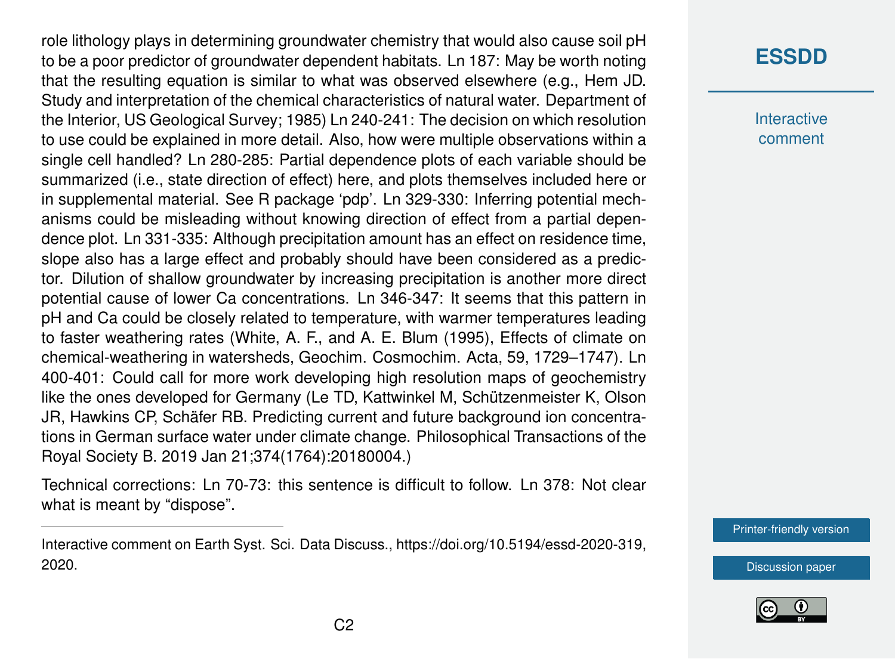role lithology plays in determining groundwater chemistry that would also cause soil pH to be a poor predictor of groundwater dependent habitats. Ln 187: May be worth noting that the resulting equation is similar to what was observed elsewhere (e.g., Hem JD. Study and interpretation of the chemical characteristics of natural water. Department of the Interior, US Geological Survey; 1985) Ln 240-241: The decision on which resolution to use could be explained in more detail. Also, how were multiple observations within a single cell handled? Ln 280-285: Partial dependence plots of each variable should be summarized (i.e., state direction of effect) here, and plots themselves included here or in supplemental material. See R package 'pdp'. Ln 329-330: Inferring potential mechanisms could be misleading without knowing direction of effect from a partial dependence plot. Ln 331-335: Although precipitation amount has an effect on residence time, slope also has a large effect and probably should have been considered as a predictor. Dilution of shallow groundwater by increasing precipitation is another more direct potential cause of lower Ca concentrations. Ln 346-347: It seems that this pattern in pH and Ca could be closely related to temperature, with warmer temperatures leading to faster weathering rates (White, A. F., and A. E. Blum (1995), Effects of climate on chemical-weathering in watersheds, Geochim. Cosmochim. Acta, 59, 1729–1747). Ln 400-401: Could call for more work developing high resolution maps of geochemistry like the ones developed for Germany (Le TD, Kattwinkel M, Schützenmeister K, Olson JR, Hawkins CP, Schäfer RB. Predicting current and future background ion concentrations in German surface water under climate change. Philosophical Transactions of the Royal Society B. 2019 Jan 21;374(1764):20180004.)

Technical corrections: Ln 70-73: this sentence is difficult to follow. Ln 378: Not clear what is meant by "dispose".

---

Interactive comment on Earth Syst. Sci. Data Discuss., https://doi.org/10.5194/essd-2020-319, 2020.